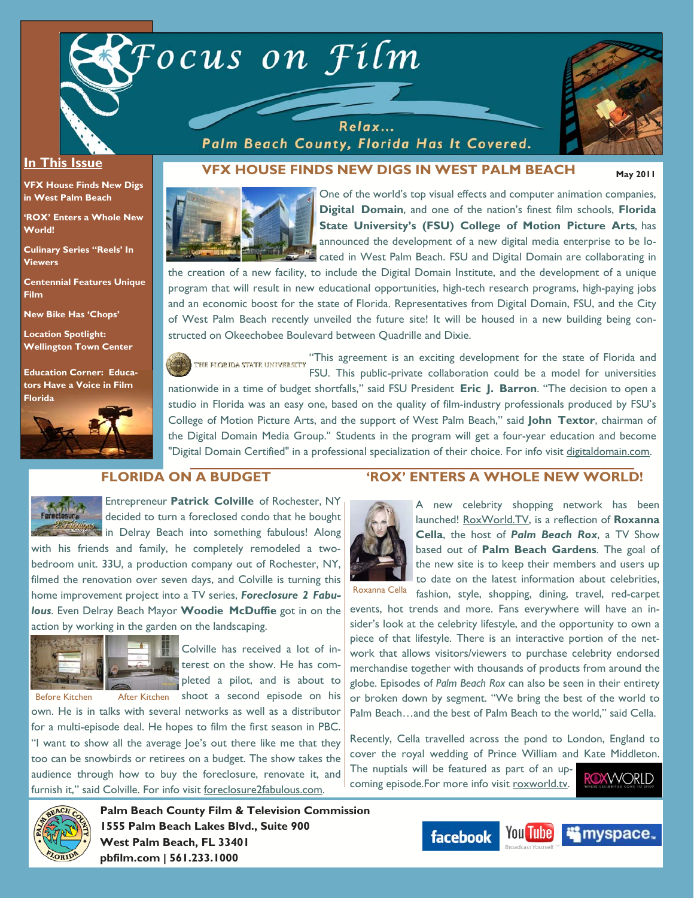# Focus on Film

Relax...
Palm Beach County, Florida Has It Covered.

May 2011

## In This Issue

- VFX House Finds New Digs in West Palm Beach
- 'ROX' Enters a Whole New World!
- Culinary Series "Reels' In Viewers
- Centennial Features Unique Film
- New Bike Has 'Chops'
- Location Spotlight: Wellington Town Center
- Education Corner: Educators Have a Voice in Film Florida

## VFX HOUSE FINDS NEW DIGS IN WEST PALM BEACH

One of the world's top visual effects and computer animation companies, **Digital Domain**, and one of the nation's finest film schools, **Florida State University's (FSU) College of Motion Picture Arts**, has announced the development of a new digital media enterprise to be located in West Palm Beach. FSU and Digital Domain are collaborating in the creation of a new facility, to include the Digital Domain Institute, and the development of a unique program that will result in new educational opportunities, high-tech research programs, high-paying jobs and an economic boost for the state of Florida. Representatives from Digital Domain, FSU, and the City of West Palm Beach recently unveiled the future site! It will be housed in a new building being constructed on Okeechobee Boulevard between Quadrille and Dixie.

"This agreement is an exciting development for the state of Florida and FSU. This public-private collaboration could be a model for universities nationwide in a time of budget shortfalls," said FSU President **Eric J. Barron**. "The decision to open a studio in Florida was an easy one, based on the quality of film-industry professionals produced by FSU's College of Motion Picture Arts, and the support of West Palm Beach," said **John Textor**, chairman of the Digital Domain Media Group." Students in the program will get a four-year education and become "Digital Domain Certified" in a professional specialization of their choice. For info visit digitaldomain.com.

## FLORIDA ON A BUDGET

Entrepreneur **Patrick Colville** of Rochester, NY decided to turn a foreclosed condo that he bought in Delray Beach into something fabulous! Along with his friends and family, he completely remodeled a two-bedroom unit. 33U, a production company out of Rochester, NY, filmed the renovation over seven days, and Colville is turning this home improvement project into a TV series, ***Foreclosure 2 Fabulous***. Even Delray Beach Mayor **Woodie McDuffie** got in on the action by working in the garden on the landscaping.

Before Kitchen — After Kitchen

Colville has received a lot of interest on the show. He has completed a pilot, and is about to shoot a second episode on his own. He is in talks with several networks as well as a distributor for a multi-episode deal. He hopes to film the first season in PBC. "I want to show all the average Joe's out there like me that they too can be snowbirds or retirees on a budget. The show takes the audience through how to buy the foreclosure, renovate it, and furnish it," said Colville. For info visit foreclosure2fabulous.com.

## 'ROX' ENTERS A WHOLE NEW WORLD!

A new celebrity shopping network has been launched! RoxWorld.TV, is a reflection of **Roxanna Cella**, the host of ***Palm Beach Rox***, a TV Show based out of **Palm Beach Gardens**. The goal of the new site is to keep their members and users up to date on the latest information about celebrities, fashion, style, shopping, dining, travel, red-carpet events, hot trends and more. Fans everywhere will have an insider's look at the celebrity lifestyle, and the opportunity to own a piece of that lifestyle. There is an interactive portion of the network that allows visitors/viewers to purchase celebrity endorsed merchandise together with thousands of products from around the globe. Episodes of *Palm Beach Rox* can also be seen in their entirety or broken down by segment. "We bring the best of the world to Palm Beach…and the best of Palm Beach to the world," said Cella.

Roxanna Cella

Recently, Cella travelled across the pond to London, England to cover the royal wedding of Prince William and Kate Middleton. The nuptials will be featured as part of an upcoming episode.For more info visit roxworld.tv.

**Palm Beach County Film & Television Commission**
**1555 Palm Beach Lakes Blvd., Suite 900**
**West Palm Beach, FL 33401**
**pbfilm.com | 561.233.1000**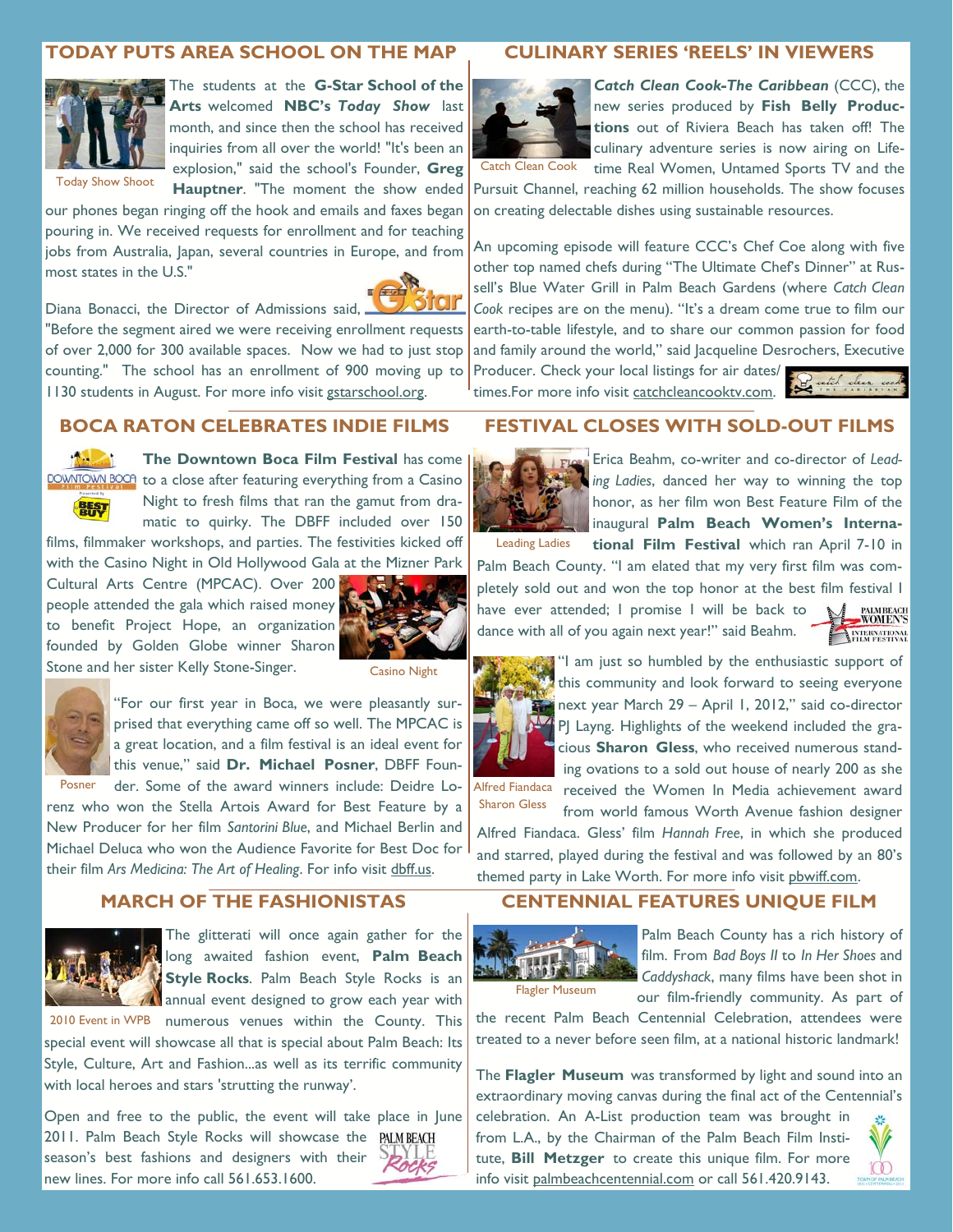## TODAY PUTS AREA SCHOOL ON THE MAP

Today Show Shoot

The students at the **G-Star School of the Arts** welcomed **NBC's *Today Show*** last month, and since then the school has received inquiries from all over the world! "It's been an explosion," said the school's Founder, **Greg Hauptner**. "The moment the show ended our phones began ringing off the hook and emails and faxes began pouring in. We received requests for enrollment and for teaching jobs from Australia, Japan, several countries in Europe, and from most states in the U.S."

Diana Bonacci, the Director of Admissions said, "Before the segment aired we were receiving enrollment requests of over 2,000 for 300 available spaces. Now we had to just stop counting." The school has an enrollment of 900 moving up to 1130 students in August. For more info visit gstarschool.org.

## CULINARY SERIES 'REELS' IN VIEWERS

Catch Clean Cook

***Catch Clean Cook-The Caribbean*** (CCC), the new series produced by **Fish Belly Productions** out of Riviera Beach has taken off! The culinary adventure series is now airing on Lifetime Real Women, Untamed Sports TV and the Pursuit Channel, reaching 62 million households. The show focuses on creating delectable dishes using sustainable resources.

An upcoming episode will feature CCC's Chef Coe along with five other top named chefs during "The Ultimate Chef's Dinner" at Russell's Blue Water Grill in Palm Beach Gardens (where *Catch Clean Cook* recipes are on the menu). "It's a dream come true to film our earth-to-table lifestyle, and to share our common passion for food and family around the world," said Jacqueline Desrochers, Executive Producer. Check your local listings for air dates/times.For more info visit catchcleancooktv.com.

## BOCA RATON CELEBRATES INDIE FILMS

**The Downtown Boca Film Festival** has come to a close after featuring everything from a Casino Night to fresh films that ran the gamut from dramatic to quirky. The DBFF included over 150 films, filmmaker workshops, and parties. The festivities kicked off with the Casino Night in Old Hollywood Gala at the Mizner Park Cultural Arts Centre (MPCAC). Over 200 people attended the gala which raised money to benefit Project Hope, an organization founded by Golden Globe winner Sharon Stone and her sister Kelly Stone-Singer.

Casino Night

Posner

"For our first year in Boca, we were pleasantly surprised that everything came off so well. The MPCAC is a great location, and a film festival is an ideal event for this venue," said **Dr. Michael Posner**, DBFF Founder. Some of the award winners include: Deidre Lorenz who won the Stella Artois Award for Best Feature by a New Producer for her film *Santorini Blue*, and Michael Berlin and Michael Deluca who won the Audience Favorite for Best Doc for their film *Ars Medicina: The Art of Healing*. For info visit dbff.us.

## FESTIVAL CLOSES WITH SOLD-OUT FILMS

Leading Ladies

Erica Beahm, co-writer and co-director of *Leading Ladies*, danced her way to winning the top honor, as her film won Best Feature Film of the inaugural **Palm Beach Women's International Film Festival** which ran April 7-10 in Palm Beach County. "I am elated that my very first film was completely sold out and won the top honor at the best film festival I have ever attended; I promise I will be back to dance with all of you again next year!" said Beahm.

Alfred Fiandaca
Sharon Gless

"I am just so humbled by the enthusiastic support of this community and look forward to seeing everyone next year March 29 – April 1, 2012," said co-director PJ Layng. Highlights of the weekend included the gracious **Sharon Gless**, who received numerous standing ovations to a sold out house of nearly 200 as she received the Women In Media achievement award from world famous Worth Avenue fashion designer Alfred Fiandaca. Gless' film *Hannah Free*, in which she produced and starred, played during the festival and was followed by an 80's themed party in Lake Worth. For more info visit pbwiff.com.

## MARCH OF THE FASHIONISTAS

2010 Event in WPB

The glitterati will once again gather for the long awaited fashion event, **Palm Beach Style Rocks**. Palm Beach Style Rocks is an annual event designed to grow each year with numerous venues within the County. This special event will showcase all that is special about Palm Beach: Its Style, Culture, Art and Fashion...as well as its terrific community with local heroes and stars 'strutting the runway'.

Open and free to the public, the event will take place in June 2011. Palm Beach Style Rocks will showcase the season's best fashions and designers with their new lines. For more info call 561.653.1600.

## CENTENNIAL FEATURES UNIQUE FILM

Flagler Museum

Palm Beach County has a rich history of film. From *Bad Boys II* to *In Her Shoes* and *Caddyshack*, many films have been shot in our film-friendly community. As part of the recent Palm Beach Centennial Celebration, attendees were treated to a never before seen film, at a national historic landmark!

The **Flagler Museum** was transformed by light and sound into an extraordinary moving canvas during the final act of the Centennial's celebration. An A-List production team was brought in from L.A., by the Chairman of the Palm Beach Film Institute, **Bill Metzger** to create this unique film. For more info visit palmbeachcentennial.com or call 561.420.9143.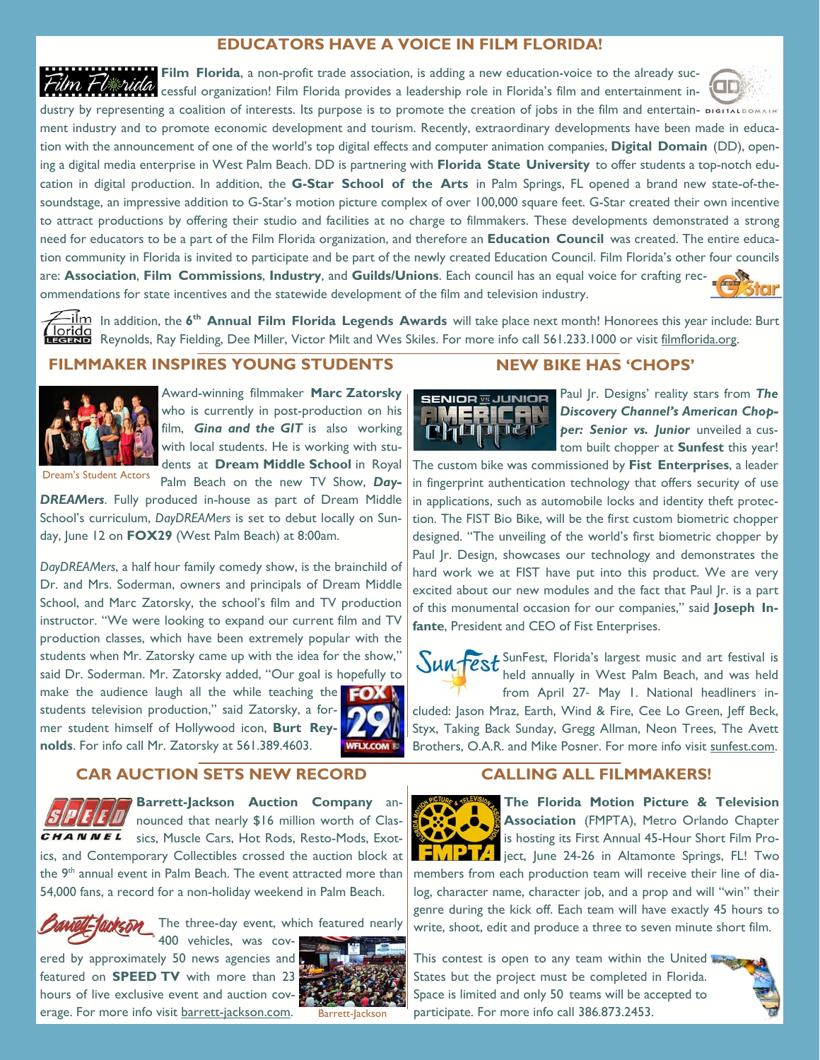## EDUCATORS HAVE A VOICE IN FILM FLORIDA!

**Film Florida**, a non-profit trade association, is adding a new education-voice to the already successful organization! Film Florida provides a leadership role in Florida's film and entertainment industry by representing a coalition of interests. Its purpose is to promote the creation of jobs in the film and entertainment industry and to promote economic development and tourism. Recently, extraordinary developments have been made in education with the announcement of one of the world's top digital effects and computer animation companies, **Digital Domain** (DD), opening a digital media enterprise in West Palm Beach. DD is partnering with **Florida State University** to offer students a top-notch education in digital production. In addition, the **G-Star School of the Arts** in Palm Springs, FL opened a brand new state-of-the-soundstage, an impressive addition to G-Star's motion picture complex of over 100,000 square feet. G-Star created their own incentive to attract productions by offering their studio and facilities at no charge to filmmakers. These developments demonstrated a strong need for educators to be a part of the Film Florida organization, and therefore an **Education Council** was created. The entire education community in Florida is invited to participate and be part of the newly created Education Council. Film Florida's other four councils are: **Association**, **Film Commissions**, **Industry**, and **Guilds/Unions**. Each council has an equal voice for crafting recommendations for state incentives and the statewide development of the film and television industry.

In addition, the **6th Annual Film Florida Legends Awards** will take place next month! Honorees this year include: Burt Reynolds, Ray Fielding, Dee Miller, Victor Milt and Wes Skiles. For more info call 561.233.1000 or visit filmflorida.org.

## FILMMAKER INSPIRES YOUNG STUDENTS

Dream's Student Actors

Award-winning filmmaker **Marc Zatorsky** who is currently in post-production on his film, ***Gina and the GIT*** is also working with local students. He is working with students at **Dream Middle School** in Royal Palm Beach on the new TV Show, ***DayDREAMers***. Fully produced in-house as part of Dream Middle School's curriculum, *DayDREAMers* is set to debut locally on Sunday, June 12 on **FOX29** (West Palm Beach) at 8:00am.

*DayDREAMers*, a half hour family comedy show, is the brainchild of Dr. and Mrs. Soderman, owners and principals of Dream Middle School, and Marc Zatorsky, the school's film and TV production instructor. "We were looking to expand our current film and TV production classes, which have been extremely popular with the students when Mr. Zatorsky came up with the idea for the show," said Dr. Soderman. Mr. Zatorsky added, "Our goal is hopefully to make the audience laugh all the while teaching the students television production," said Zatorsky, a former student himself of Hollywood icon, **Burt Reynolds**. For info call Mr. Zatorsky at 561.389.4603.

## NEW BIKE HAS 'CHOPS'

Paul Jr. Designs' reality stars from ***The Discovery Channel's American Chopper: Senior vs. Junior*** unveiled a custom built chopper at **Sunfest** this year! The custom bike was commissioned by **Fist Enterprises**, a leader in fingerprint authentication technology that offers security of use in applications, such as automobile locks and identity theft protection. The FIST Bio Bike, will be the first custom biometric chopper designed. "The unveiling of the world's first biometric chopper by Paul Jr. Design, showcases our technology and demonstrates the hard work we at FIST have put into this product. We are very excited about our new modules and the fact that Paul Jr. is a part of this monumental occasion for our companies," said **Joseph Infante**, President and CEO of Fist Enterprises.

SunFest, Florida's largest music and art festival is held annually in West Palm Beach, and was held from April 27- May 1. National headliners included: Jason Mraz, Earth, Wind & Fire, Cee Lo Green, Jeff Beck, Styx, Taking Back Sunday, Gregg Allman, Neon Trees, The Avett Brothers, O.A.R. and Mike Posner. For more info visit sunfest.com.

## CAR AUCTION SETS NEW RECORD

**Barrett-Jackson Auction Company** announced that nearly $16 million worth of Classics, Muscle Cars, Hot Rods, Resto-Mods, Exotics, and Contemporary Collectibles crossed the auction block at the 9th annual event in Palm Beach. The event attracted more than 54,000 fans, a record for a non-holiday weekend in Palm Beach.

The three-day event, which featured nearly 400 vehicles, was covered by approximately 50 news agencies and featured on **SPEED TV** with more than 23 hours of live exclusive event and auction coverage. For more info visit barrett-jackson.com.

Barrett-Jackson

## CALLING ALL FILMMAKERS!

**The Florida Motion Picture & Television Association** (FMPTA), Metro Orlando Chapter is hosting its First Annual 45-Hour Short Film Project, June 24-26 in Altamonte Springs, FL! Two members from each production team will receive their line of dialog, character name, character job, and a prop and will "win" their genre during the kick off. Each team will have exactly 45 hours to write, shoot, edit and produce a three to seven minute short film.

This contest is open to any team within the United States but the project must be completed in Florida. Space is limited and only 50 teams will be accepted to participate. For more info call 386.873.2453.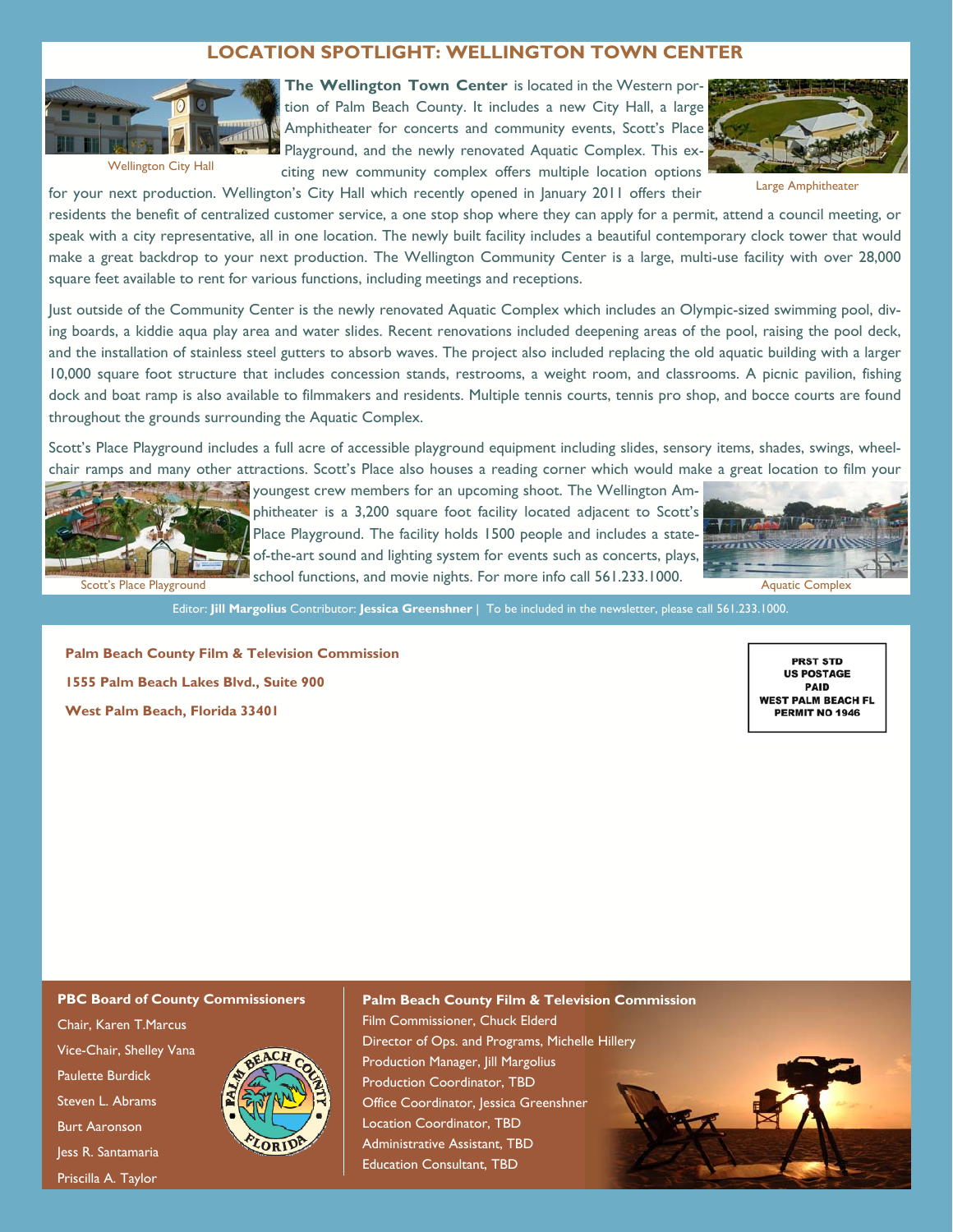## LOCATION SPOTLIGHT: WELLINGTON TOWN CENTER

Wellington City Hall

Large Amphitheater

**The Wellington Town Center** is located in the Western portion of Palm Beach County. It includes a new City Hall, a large Amphitheater for concerts and community events, Scott's Place Playground, and the newly renovated Aquatic Complex. This exciting new community complex offers multiple location options for your next production. Wellington's City Hall which recently opened in January 2011 offers their residents the benefit of centralized customer service, a one stop shop where they can apply for a permit, attend a council meeting, or speak with a city representative, all in one location. The newly built facility includes a beautiful contemporary clock tower that would make a great backdrop to your next production. The Wellington Community Center is a large, multi-use facility with over 28,000 square feet available to rent for various functions, including meetings and receptions.

Just outside of the Community Center is the newly renovated Aquatic Complex which includes an Olympic-sized swimming pool, diving boards, a kiddie aqua play area and water slides. Recent renovations included deepening areas of the pool, raising the pool deck, and the installation of stainless steel gutters to absorb waves. The project also included replacing the old aquatic building with a larger 10,000 square foot structure that includes concession stands, restrooms, a weight room, and classrooms. A picnic pavilion, fishing dock and boat ramp is also available to filmmakers and residents. Multiple tennis courts, tennis pro shop, and bocce courts are found throughout the grounds surrounding the Aquatic Complex.

Scott's Place Playground includes a full acre of accessible playground equipment including slides, sensory items, shades, swings, wheelchair ramps and many other attractions. Scott's Place also houses a reading corner which would make a great location to film your youngest crew members for an upcoming shoot. The Wellington Amphitheater is a 3,200 square foot facility located adjacent to Scott's Place Playground. The facility holds 1500 people and includes a state-of-the-art sound and lighting system for events such as concerts, plays, school functions, and movie nights. For more info call 561.233.1000.

Scott's Place Playground

Aquatic Complex

Editor: **Jill Margolius** Contributor: **Jessica Greenshner** | To be included in the newsletter, please call 561.233.1000.

**Palm Beach County Film & Television Commission**

**1555 Palm Beach Lakes Blvd., Suite 900**

**West Palm Beach, Florida 33401**

PRST STD
US POSTAGE
PAID
WEST PALM BEACH FL
PERMIT NO 1946

**PBC Board of County Commissioners**

Chair, Karen T.Marcus
Vice-Chair, Shelley Vana
Paulette Burdick
Steven L. Abrams
Burt Aaronson
Jess R. Santamaria
Priscilla A. Taylor

**Palm Beach County Film & Television Commission**

Film Commissioner, Chuck Elderd
Director of Ops. and Programs, Michelle Hillery
Production Manager, Jill Margolius
Production Coordinator, TBD
Office Coordinator, Jessica Greenshner
Location Coordinator, TBD
Administrative Assistant, TBD
Education Consultant, TBD